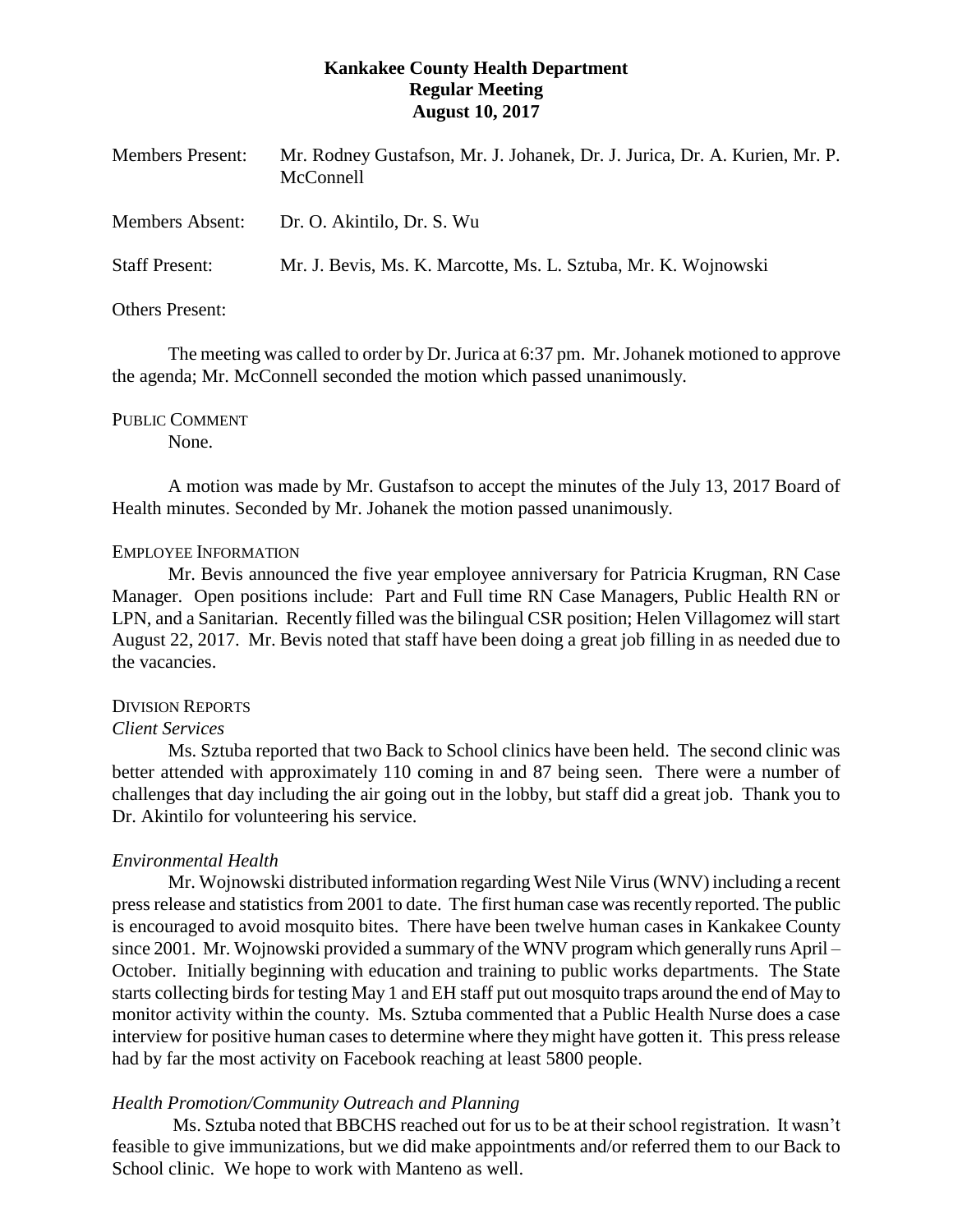**Kankakee County Health Department**
**Regular Meeting**
**August 10, 2017**

Members Present: Mr. Rodney Gustafson, Mr. J. Johanek, Dr. J. Jurica, Dr. A. Kurien, Mr. P. McConnell

Members Absent: Dr. O. Akintilo, Dr. S. Wu

Staff Present: Mr. J. Bevis, Ms. K. Marcotte, Ms. L. Sztuba, Mr. K. Wojnowski

Others Present:

The meeting was called to order by Dr. Jurica at 6:37 pm. Mr. Johanek motioned to approve the agenda; Mr. McConnell seconded the motion which passed unanimously.

PUBLIC COMMENT

None.

A motion was made by Mr. Gustafson to accept the minutes of the July 13, 2017 Board of Health minutes. Seconded by Mr. Johanek the motion passed unanimously.

EMPLOYEE INFORMATION

Mr. Bevis announced the five year employee anniversary for Patricia Krugman, RN Case Manager. Open positions include: Part and Full time RN Case Managers, Public Health RN or LPN, and a Sanitarian. Recently filled was the bilingual CSR position; Helen Villagomez will start August 22, 2017. Mr. Bevis noted that staff have been doing a great job filling in as needed due to the vacancies.

DIVISION REPORTS

*Client Services*

Ms. Sztuba reported that two Back to School clinics have been held. The second clinic was better attended with approximately 110 coming in and 87 being seen. There were a number of challenges that day including the air going out in the lobby, but staff did a great job. Thank you to Dr. Akintilo for volunteering his service.

*Environmental Health*

Mr. Wojnowski distributed information regarding West Nile Virus (WNV) including a recent press release and statistics from 2001 to date. The first human case was recently reported. The public is encouraged to avoid mosquito bites. There have been twelve human cases in Kankakee County since 2001. Mr. Wojnowski provided a summary of the WNV program which generally runs April – October. Initially beginning with education and training to public works departments. The State starts collecting birds for testing May 1 and EH staff put out mosquito traps around the end of May to monitor activity within the county. Ms. Sztuba commented that a Public Health Nurse does a case interview for positive human cases to determine where they might have gotten it. This press release had by far the most activity on Facebook reaching at least 5800 people.

*Health Promotion/Community Outreach and Planning*

Ms. Sztuba noted that BBCHS reached out for us to be at their school registration. It wasn't feasible to give immunizations, but we did make appointments and/or referred them to our Back to School clinic. We hope to work with Manteno as well.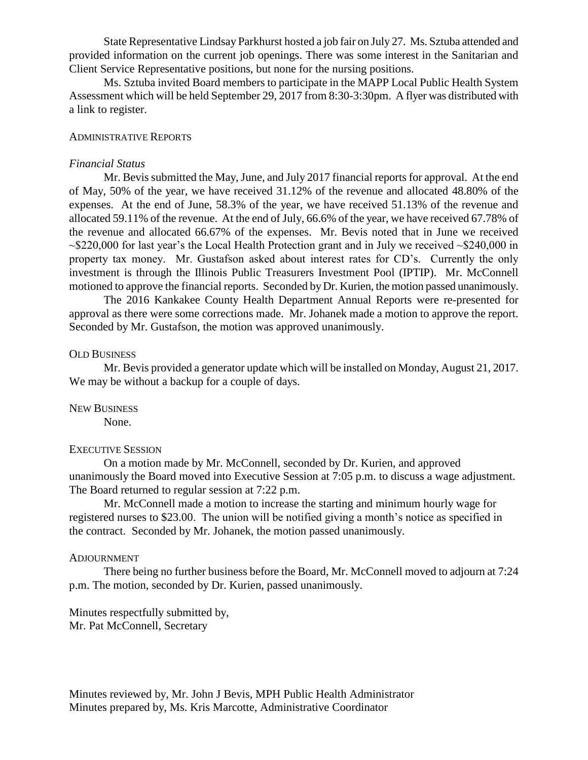State Representative Lindsay Parkhurst hosted a job fair on July 27. Ms. Sztuba attended and provided information on the current job openings. There was some interest in the Sanitarian and Client Service Representative positions, but none for the nursing positions.

Ms. Sztuba invited Board members to participate in the MAPP Local Public Health System Assessment which will be held September 29, 2017 from 8:30-3:30pm. A flyer was distributed with a link to register.

## Administrative Reports

*Financial Status*

Mr. Bevis submitted the May, June, and July 2017 financial reports for approval. At the end of May, 50% of the year, we have received 31.12% of the revenue and allocated 48.80% of the expenses. At the end of June, 58.3% of the year, we have received 51.13% of the revenue and allocated 59.11% of the revenue. At the end of July, 66.6% of the year, we have received 67.78% of the revenue and allocated 66.67% of the expenses. Mr. Bevis noted that in June we received ~$220,000 for last year's the Local Health Protection grant and in July we received ~$240,000 in property tax money. Mr. Gustafson asked about interest rates for CD's. Currently the only investment is through the Illinois Public Treasurers Investment Pool (IPTIP). Mr. McConnell motioned to approve the financial reports. Seconded by Dr. Kurien, the motion passed unanimously.

The 2016 Kankakee County Health Department Annual Reports were re-presented for approval as there were some corrections made. Mr. Johanek made a motion to approve the report. Seconded by Mr. Gustafson, the motion was approved unanimously.

## Old Business

Mr. Bevis provided a generator update which will be installed on Monday, August 21, 2017. We may be without a backup for a couple of days.

## New Business

None.

## Executive Session

On a motion made by Mr. McConnell, seconded by Dr. Kurien, and approved unanimously the Board moved into Executive Session at 7:05 p.m. to discuss a wage adjustment. The Board returned to regular session at 7:22 p.m.

Mr. McConnell made a motion to increase the starting and minimum hourly wage for registered nurses to $23.00. The union will be notified giving a month's notice as specified in the contract. Seconded by Mr. Johanek, the motion passed unanimously.

## Adjournment

There being no further business before the Board, Mr. McConnell moved to adjourn at 7:24 p.m. The motion, seconded by Dr. Kurien, passed unanimously.

Minutes respectfully submitted by,
Mr. Pat McConnell, Secretary

Minutes reviewed by, Mr. John J Bevis, MPH Public Health Administrator
Minutes prepared by, Ms. Kris Marcotte, Administrative Coordinator